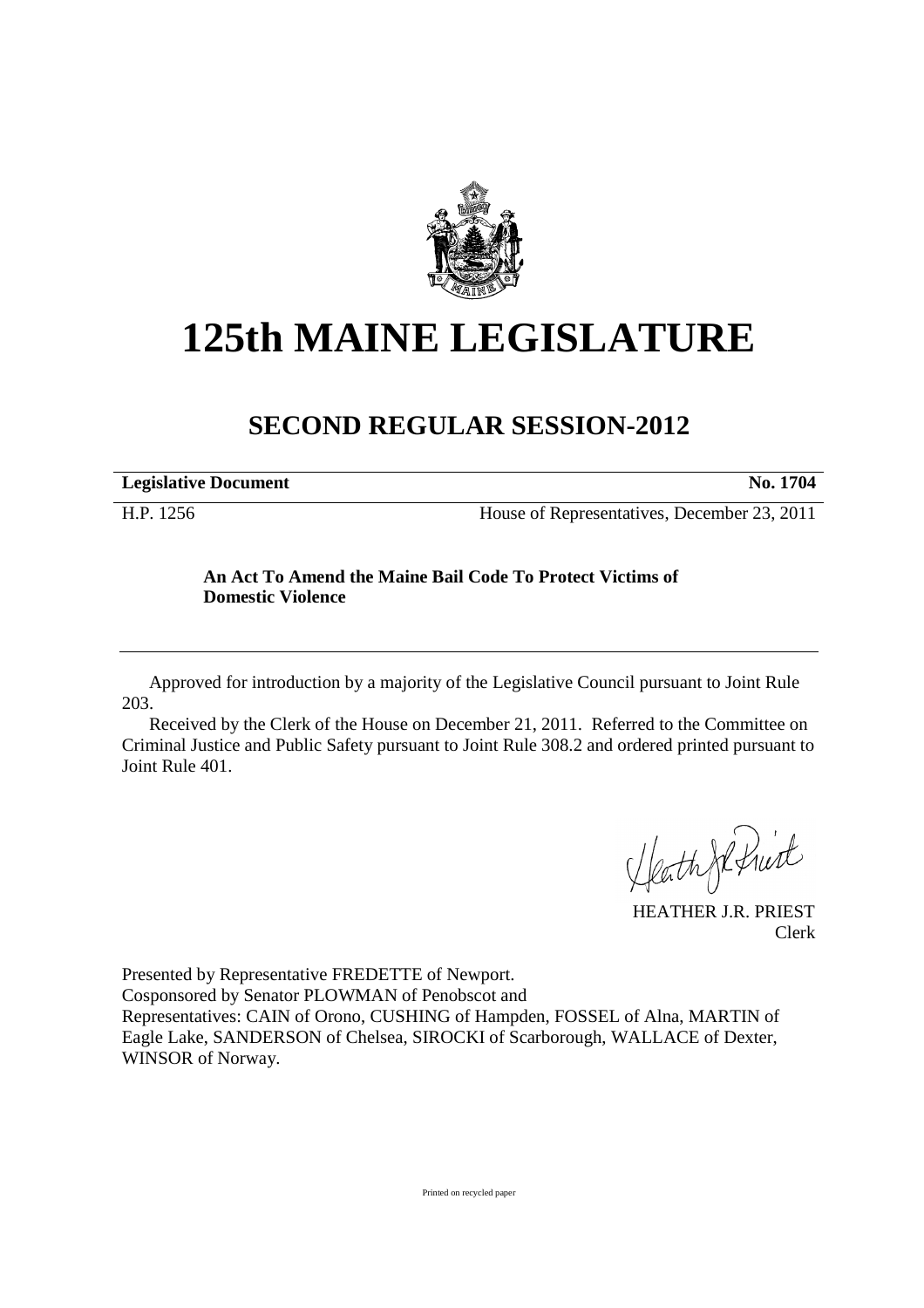# 125th MAINE LEGISLATURE

## SECOND REGULAR SESSION-2012

| **Legislative Document** | **No. 1704** |
|---|---|
| H.P. 1256 | House of Representatives, December 23, 2011 |

**An Act To Amend the Maine Bail Code To Protect Victims of Domestic Violence**

---

Approved for introduction by a majority of the Legislative Council pursuant to Joint Rule 203.

Received by the Clerk of the House on December 21, 2011. Referred to the Committee on Criminal Justice and Public Safety pursuant to Joint Rule 308.2 and ordered printed pursuant to Joint Rule 401.

HEATHER J.R. PRIEST
Clerk

Presented by Representative FREDETTE of Newport.
Cosponsored by Senator PLOWMAN of Penobscot and
Representatives: CAIN of Orono, CUSHING of Hampden, FOSSEL of Alna, MARTIN of Eagle Lake, SANDERSON of Chelsea, SIROCKI of Scarborough, WALLACE of Dexter, WINSOR of Norway.

Printed on recycled paper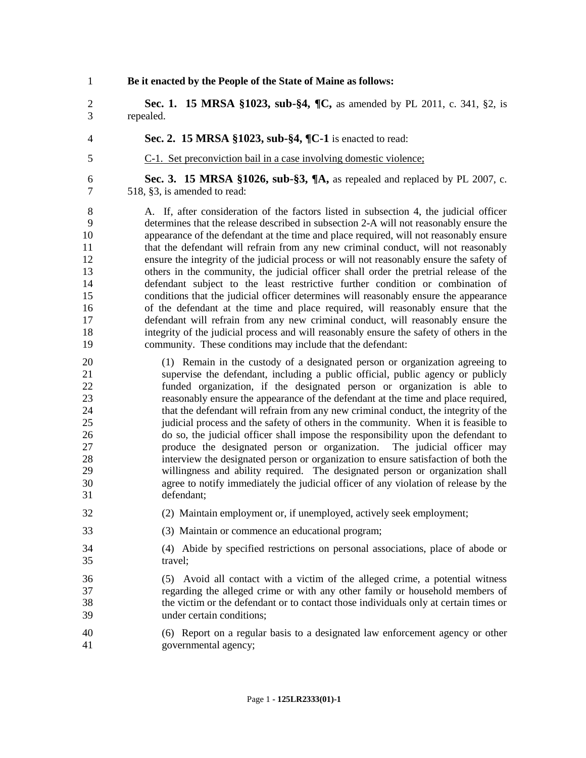**Be it enacted by the People of the State of Maine as follows:**

**Sec. 1. 15 MRSA §1023, sub-§4, ¶C,** as amended by PL 2011, c. 341, §2, is repealed.

**Sec. 2. 15 MRSA §1023, sub-§4, ¶C-1** is enacted to read:

C-1. Set preconviction bail in a case involving domestic violence;

**Sec. 3. 15 MRSA §1026, sub-§3, ¶A,** as repealed and replaced by PL 2007, c. 518, §3, is amended to read:

A. If, after consideration of the factors listed in subsection 4, the judicial officer determines that the release described in subsection 2-A will not reasonably ensure the appearance of the defendant at the time and place required, will not reasonably ensure that the defendant will refrain from any new criminal conduct, will not reasonably ensure the integrity of the judicial process or will not reasonably ensure the safety of others in the community, the judicial officer shall order the pretrial release of the defendant subject to the least restrictive further condition or combination of conditions that the judicial officer determines will reasonably ensure the appearance of the defendant at the time and place required, will reasonably ensure that the defendant will refrain from any new criminal conduct, will reasonably ensure the integrity of the judicial process and will reasonably ensure the safety of others in the community. These conditions may include that the defendant:

(1) Remain in the custody of a designated person or organization agreeing to supervise the defendant, including a public official, public agency or publicly funded organization, if the designated person or organization is able to reasonably ensure the appearance of the defendant at the time and place required, that the defendant will refrain from any new criminal conduct, the integrity of the judicial process and the safety of others in the community. When it is feasible to do so, the judicial officer shall impose the responsibility upon the defendant to produce the designated person or organization. The judicial officer may interview the designated person or organization to ensure satisfaction of both the willingness and ability required. The designated person or organization shall agree to notify immediately the judicial officer of any violation of release by the defendant;

(2) Maintain employment or, if unemployed, actively seek employment;

(3) Maintain or commence an educational program;

(4) Abide by specified restrictions on personal associations, place of abode or travel;

(5) Avoid all contact with a victim of the alleged crime, a potential witness regarding the alleged crime or with any other family or household members of the victim or the defendant or to contact those individuals only at certain times or under certain conditions;

(6) Report on a regular basis to a designated law enforcement agency or other governmental agency;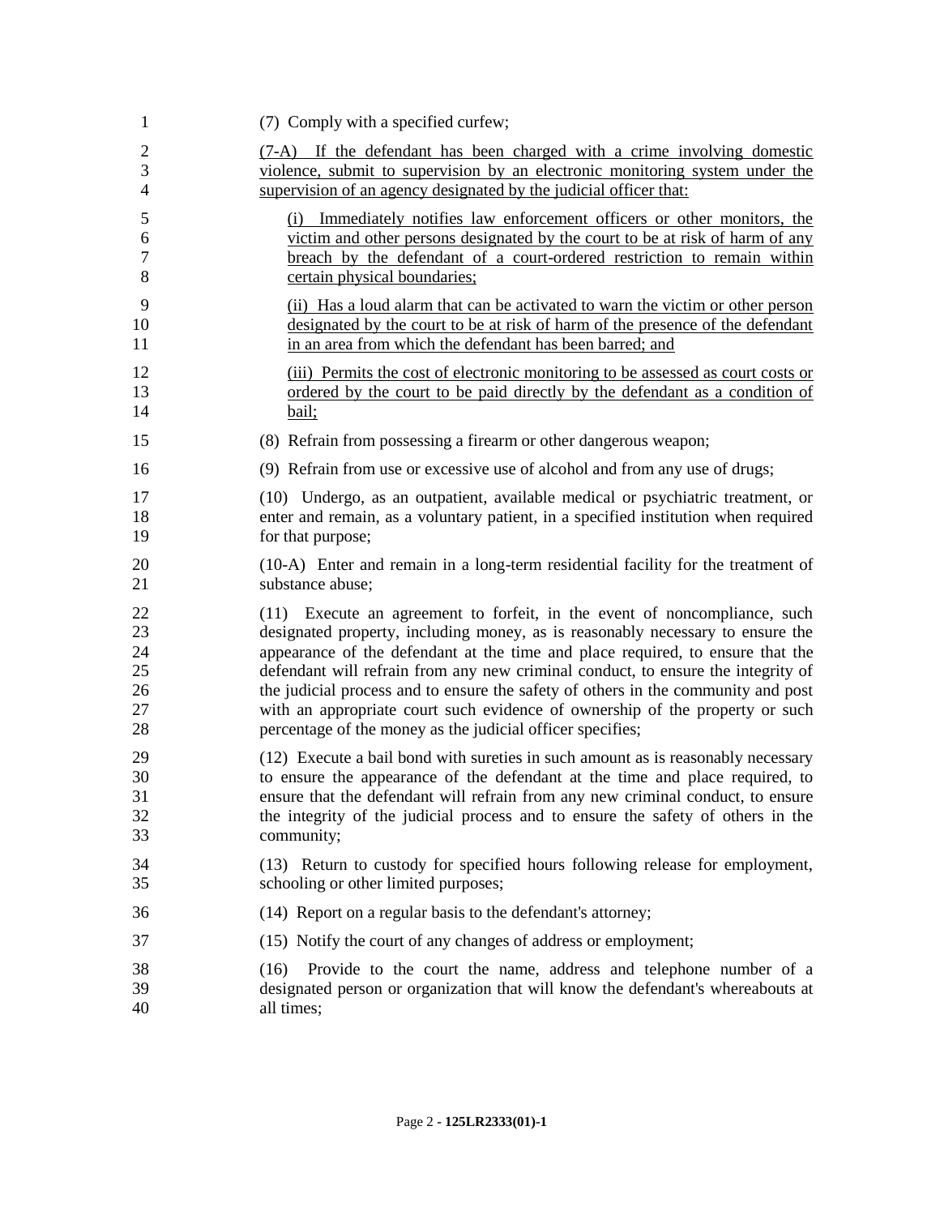(7) Comply with a specified curfew;

<u>(7-A) If the defendant has been charged with a crime involving domestic violence, submit to supervision by an electronic monitoring system under the supervision of an agency designated by the judicial officer that:</u>

<u>(i) Immediately notifies law enforcement officers or other monitors, the victim and other persons designated by the court to be at risk of harm of any breach by the defendant of a court-ordered restriction to remain within certain physical boundaries;</u>

<u>(ii) Has a loud alarm that can be activated to warn the victim or other person designated by the court to be at risk of harm of the presence of the defendant in an area from which the defendant has been barred; and</u>

<u>(iii) Permits the cost of electronic monitoring to be assessed as court costs or ordered by the court to be paid directly by the defendant as a condition of bail;</u>

(8) Refrain from possessing a firearm or other dangerous weapon;

(9) Refrain from use or excessive use of alcohol and from any use of drugs;

(10) Undergo, as an outpatient, available medical or psychiatric treatment, or enter and remain, as a voluntary patient, in a specified institution when required for that purpose;

(10-A) Enter and remain in a long-term residential facility for the treatment of substance abuse;

(11) Execute an agreement to forfeit, in the event of noncompliance, such designated property, including money, as is reasonably necessary to ensure the appearance of the defendant at the time and place required, to ensure that the defendant will refrain from any new criminal conduct, to ensure the integrity of the judicial process and to ensure the safety of others in the community and post with an appropriate court such evidence of ownership of the property or such percentage of the money as the judicial officer specifies;

(12) Execute a bail bond with sureties in such amount as is reasonably necessary to ensure the appearance of the defendant at the time and place required, to ensure that the defendant will refrain from any new criminal conduct, to ensure the integrity of the judicial process and to ensure the safety of others in the community;

(13) Return to custody for specified hours following release for employment, schooling or other limited purposes;

(14) Report on a regular basis to the defendant's attorney;

(15) Notify the court of any changes of address or employment;

(16) Provide to the court the name, address and telephone number of a designated person or organization that will know the defendant's whereabouts at all times;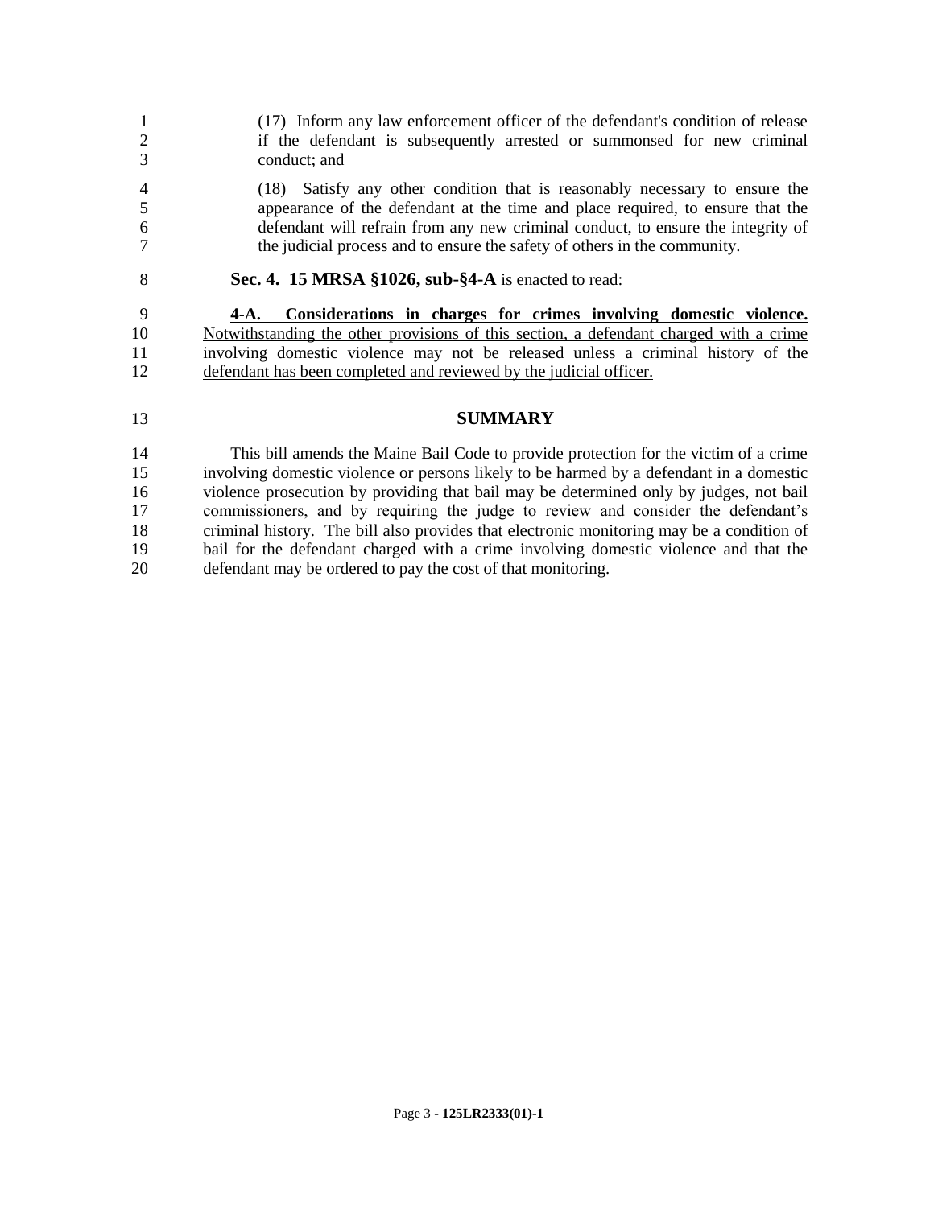(17) Inform any law enforcement officer of the defendant's condition of release if the defendant is subsequently arrested or summonsed for new criminal conduct; and

(18) Satisfy any other condition that is reasonably necessary to ensure the appearance of the defendant at the time and place required, to ensure that the defendant will refrain from any new criminal conduct, to ensure the integrity of the judicial process and to ensure the safety of others in the community.

**Sec. 4. 15 MRSA §1026, sub-§4-A** is enacted to read:

**4-A. Considerations in charges for crimes involving domestic violence.** Notwithstanding the other provisions of this section, a defendant charged with a crime involving domestic violence may not be released unless a criminal history of the defendant has been completed and reviewed by the judicial officer.

## SUMMARY

This bill amends the Maine Bail Code to provide protection for the victim of a crime involving domestic violence or persons likely to be harmed by a defendant in a domestic violence prosecution by providing that bail may be determined only by judges, not bail commissioners, and by requiring the judge to review and consider the defendant's criminal history. The bill also provides that electronic monitoring may be a condition of bail for the defendant charged with a crime involving domestic violence and that the defendant may be ordered to pay the cost of that monitoring.